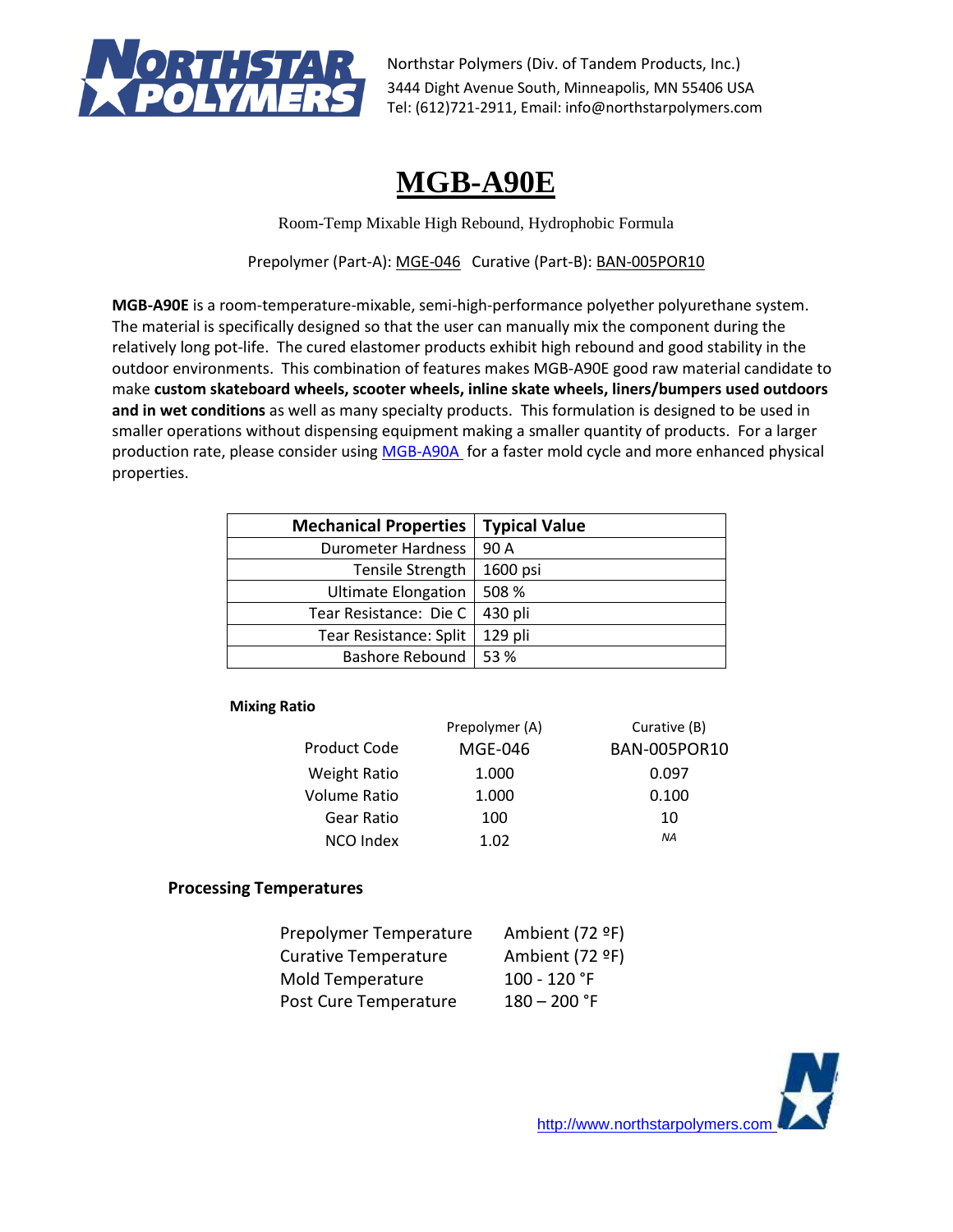Northstar Polymers (Div. of Tandem Products, Inc.)
3444 Dight Avenue South, Minneapolis, MN 55406 USA
Tel: (612)721-2911, Email: info@northstarpolymers.com

# MGB-A90E

Room-Temp Mixable High Rebound, Hydrophobic Formula

Prepolymer (Part-A): MGE-046   Curative (Part-B): BAN-005POR10

**MGB-A90E** is a room-temperature-mixable, semi-high-performance polyether polyurethane system. The material is specifically designed so that the user can manually mix the component during the relatively long pot-life. The cured elastomer products exhibit high rebound and good stability in the outdoor environments. This combination of features makes MGB-A90E good raw material candidate to make **custom skateboard wheels, scooter wheels, inline skate wheels, liners/bumpers used outdoors and in wet conditions** as well as many specialty products. This formulation is designed to be used in smaller operations without dispensing equipment making a smaller quantity of products. For a larger production rate, please consider using MGB-A90A for a faster mold cycle and more enhanced physical properties.

| Mechanical Properties | Typical Value |
|---|---|
| Durometer Hardness | 90 A |
| Tensile Strength | 1600 psi |
| Ultimate Elongation | 508 % |
| Tear Resistance: Die C | 430 pli |
| Tear Resistance: Split | 129 pli |
| Bashore Rebound | 53 % |

**Mixing Ratio**

| | Prepolymer (A) | Curative (B) |
|---|---|---|
| Product Code | MGE-046 | BAN-005POR10 |
| Weight Ratio | 1.000 | 0.097 |
| Volume Ratio | 1.000 | 0.100 |
| Gear Ratio | 100 | 10 |
| NCO Index | 1.02 | *NA* |

**Processing Temperatures**

| | |
|---|---|
| Prepolymer Temperature | Ambient (72 ºF) |
| Curative Temperature | Ambient (72 ºF) |
| Mold Temperature | 100 - 120 °F |
| Post Cure Temperature | 180 – 200 °F |

http://www.northstarpolymers.com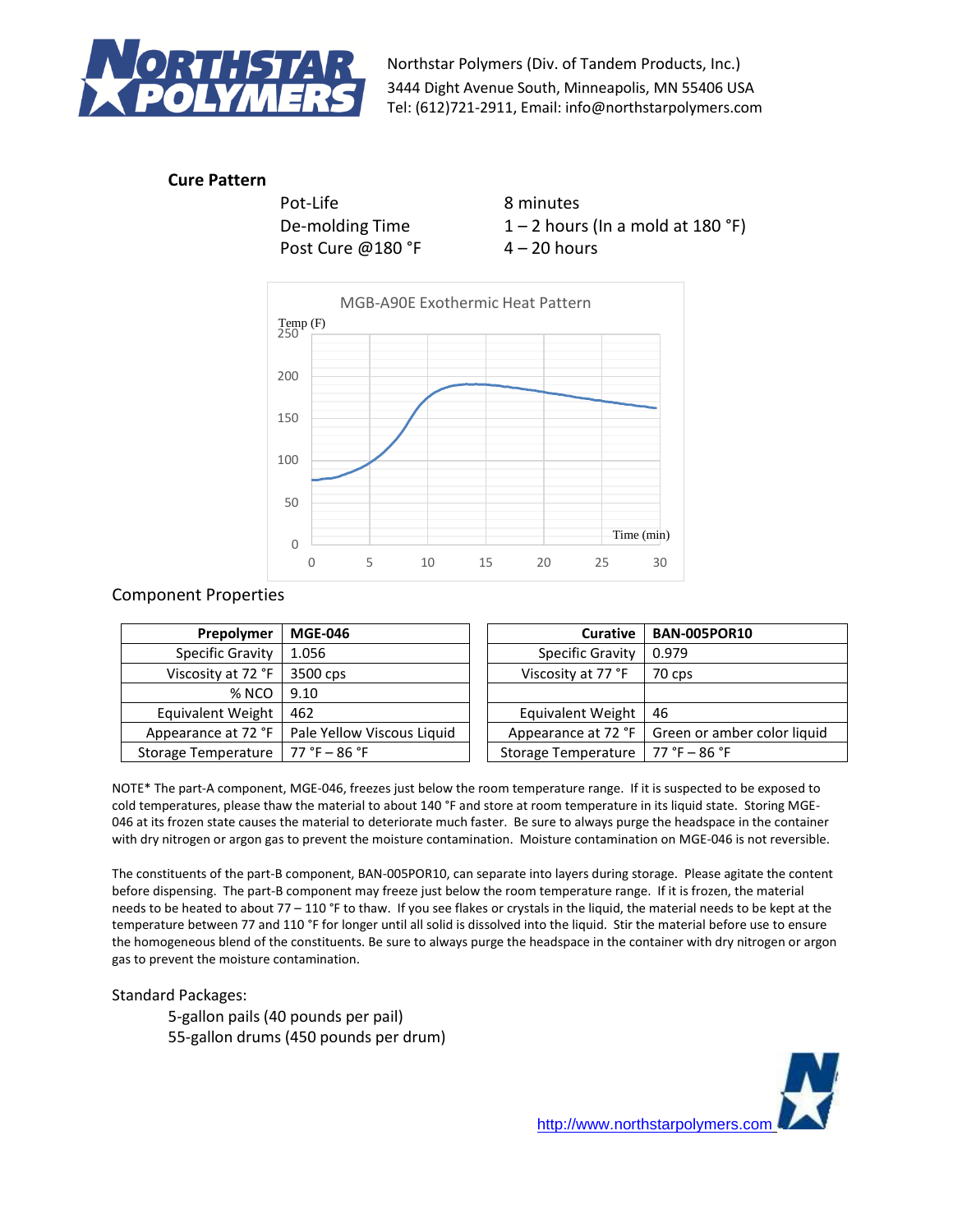**Cure Pattern**

| | |
|---|---|
| Pot-Life | 8 minutes |
| De-molding Time | 1 – 2 hours (In a mold at 180 °F) |
| Post Cure @180 °F | 4 – 20 hours |

MGB-A90E Exothermic Heat Pattern

Component Properties

| Prepolymer | MGE-046 |
|---|---|
| Specific Gravity | 1.056 |
| Viscosity at 72 °F | 3500 cps |
| % NCO | 9.10 |
| Equivalent Weight | 462 |
| Appearance at 72 °F | Pale Yellow Viscous Liquid |
| Storage Temperature | 77 °F – 86 °F |

| Curative | BAN-005POR10 |
|---|---|
| Specific Gravity | 0.979 |
| Viscosity at 77 °F | 70 cps |
| | |
| Equivalent Weight | 46 |
| Appearance at 72 °F | Green or amber color liquid |
| Storage Temperature | 77 °F – 86 °F |

NOTE* The part-A component, MGE-046, freezes just below the room temperature range. If it is suspected to be exposed to cold temperatures, please thaw the material to about 140 °F and store at room temperature in its liquid state. Storing MGE-046 at its frozen state causes the material to deteriorate much faster. Be sure to always purge the headspace in the container with dry nitrogen or argon gas to prevent the moisture contamination. Moisture contamination on MGE-046 is not reversible.

The constituents of the part-B component, BAN-005POR10, can separate into layers during storage. Please agitate the content before dispensing. The part-B component may freeze just below the room temperature range. If it is frozen, the material needs to be heated to about 77 – 110 °F to thaw. If you see flakes or crystals in the liquid, the material needs to be kept at the temperature between 77 and 110 °F for longer until all solid is dissolved into the liquid. Stir the material before use to ensure the homogeneous blend of the constituents. Be sure to always purge the headspace in the container with dry nitrogen or argon gas to prevent the moisture contamination.

Standard Packages:

- 5-gallon pails (40 pounds per pail)
- 55-gallon drums (450 pounds per drum)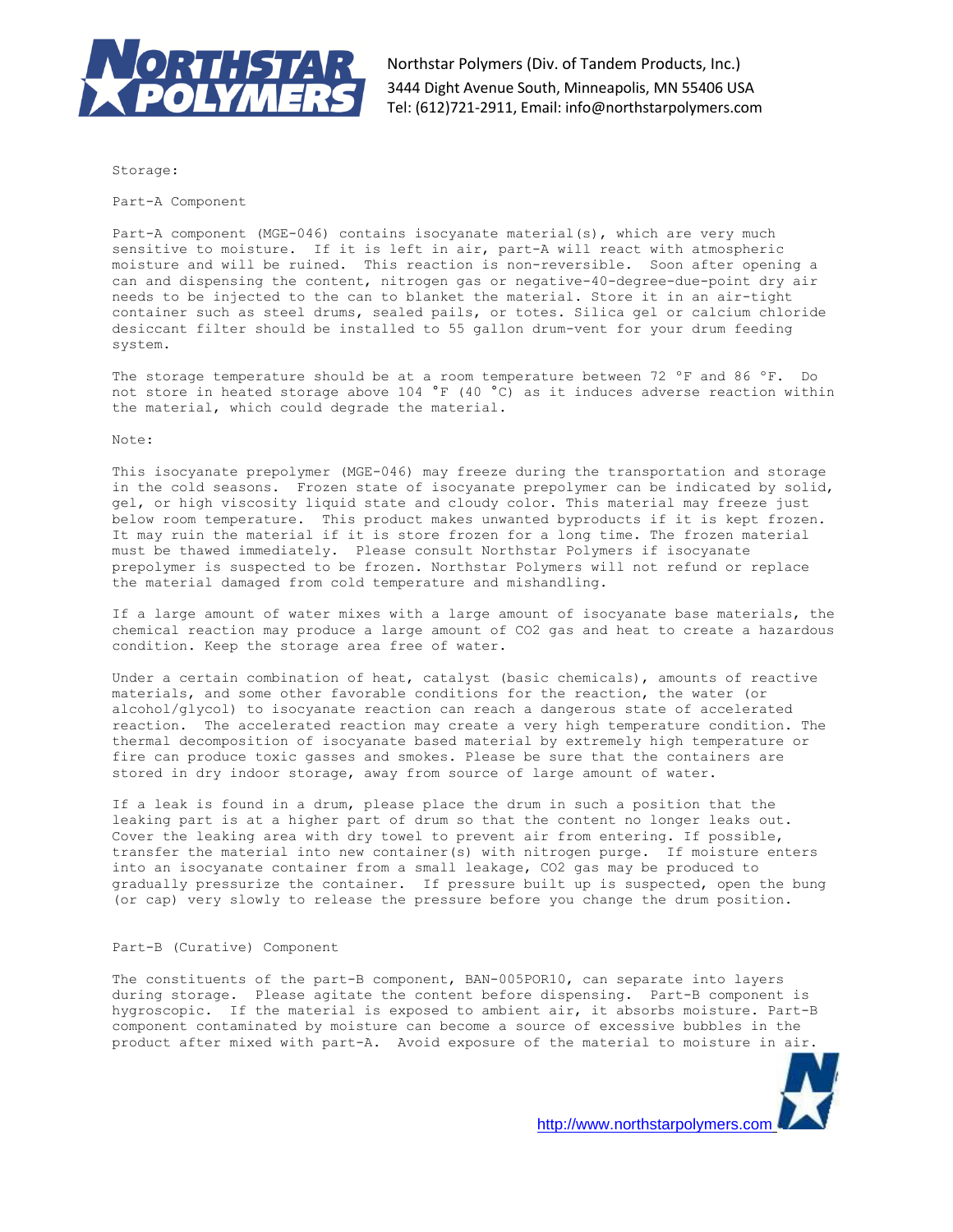Storage:

## Part-A Component

Part-A component (MGE-046) contains isocyanate material(s), which are very much sensitive to moisture. If it is left in air, part-A will react with atmospheric moisture and will be ruined. This reaction is non-reversible. Soon after opening a can and dispensing the content, nitrogen gas or negative-40-degree-due-point dry air needs to be injected to the can to blanket the material. Store it in an air-tight container such as steel drums, sealed pails, or totes. Silica gel or calcium chloride desiccant filter should be installed to 55 gallon drum-vent for your drum feeding system.

The storage temperature should be at a room temperature between 72 °F and 86 °F. Do not store in heated storage above 104 °F (40 °C) as it induces adverse reaction within the material, which could degrade the material.

Note:

This isocyanate prepolymer (MGE-046) may freeze during the transportation and storage in the cold seasons. Frozen state of isocyanate prepolymer can be indicated by solid, gel, or high viscosity liquid state and cloudy color. This material may freeze just below room temperature. This product makes unwanted byproducts if it is kept frozen. It may ruin the material if it is store frozen for a long time. The frozen material must be thawed immediately. Please consult Northstar Polymers if isocyanate prepolymer is suspected to be frozen. Northstar Polymers will not refund or replace the material damaged from cold temperature and mishandling.

If a large amount of water mixes with a large amount of isocyanate base materials, the chemical reaction may produce a large amount of $CO_2$ gas and heat to create a hazardous condition. Keep the storage area free of water.

Under a certain combination of heat, catalyst (basic chemicals), amounts of reactive materials, and some other favorable conditions for the reaction, the water (or alcohol/glycol) to isocyanate reaction can reach a dangerous state of accelerated reaction. The accelerated reaction may create a very high temperature condition. The thermal decomposition of isocyanate based material by extremely high temperature or fire can produce toxic gasses and smokes. Please be sure that the containers are stored in dry indoor storage, away from source of large amount of water.

If a leak is found in a drum, please place the drum in such a position that the leaking part is at a higher part of drum so that the content no longer leaks out. Cover the leaking area with dry towel to prevent air from entering. If possible, transfer the material into new container(s) with nitrogen purge. If moisture enters into an isocyanate container from a small leakage, $CO_2$ gas may be produced to gradually pressurize the container. If pressure built up is suspected, open the bung (or cap) very slowly to release the pressure before you change the drum position.

## Part-B (Curative) Component

The constituents of the part-B component, BAN-005POR10, can separate into layers during storage. Please agitate the content before dispensing. Part-B component is hygroscopic. If the material is exposed to ambient air, it absorbs moisture. Part-B component contaminated by moisture can become a source of excessive bubbles in the product after mixed with part-A. Avoid exposure of the material to moisture in air.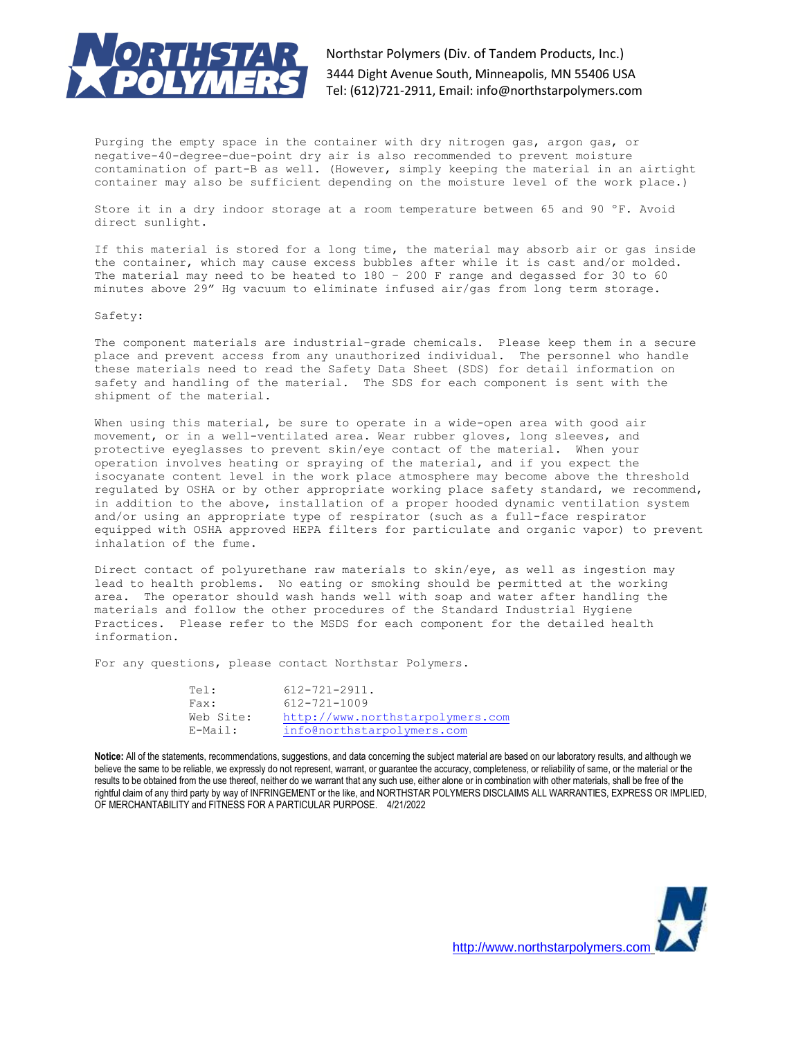Purging the empty space in the container with dry nitrogen gas, argon gas, or negative-40-degree-due-point dry air is also recommended to prevent moisture contamination of part-B as well. (However, simply keeping the material in an airtight container may also be sufficient depending on the moisture level of the work place.)

Store it in a dry indoor storage at a room temperature between 65 and 90 °F. Avoid direct sunlight.

If this material is stored for a long time, the material may absorb air or gas inside the container, which may cause excess bubbles after while it is cast and/or molded. The material may need to be heated to 180 – 200 F range and degassed for 30 to 60 minutes above 29” Hg vacuum to eliminate infused air/gas from long term storage.

Safety:

The component materials are industrial-grade chemicals. Please keep them in a secure place and prevent access from any unauthorized individual. The personnel who handle these materials need to read the Safety Data Sheet (SDS) for detail information on safety and handling of the material. The SDS for each component is sent with the shipment of the material.

When using this material, be sure to operate in a wide-open area with good air movement, or in a well-ventilated area. Wear rubber gloves, long sleeves, and protective eyeglasses to prevent skin/eye contact of the material. When your operation involves heating or spraying of the material, and if you expect the isocyanate content level in the work place atmosphere may become above the threshold regulated by OSHA or by other appropriate working place safety standard, we recommend, in addition to the above, installation of a proper hooded dynamic ventilation system and/or using an appropriate type of respirator (such as a full-face respirator equipped with OSHA approved HEPA filters for particulate and organic vapor) to prevent inhalation of the fume.

Direct contact of polyurethane raw materials to skin/eye, as well as ingestion may lead to health problems. No eating or smoking should be permitted at the working area. The operator should wash hands well with soap and water after handling the materials and follow the other procedures of the Standard Industrial Hygiene Practices. Please refer to the MSDS for each component for the detailed health information.

For any questions, please contact Northstar Polymers.

| | |
|---|---|
| Tel: | 612-721-2911. |
| Fax: | 612-721-1009 |
| Web Site: | http://www.northstarpolymers.com |
| E-Mail: | info@northstarpolymers.com |

**Notice:** All of the statements, recommendations, suggestions, and data concerning the subject material are based on our laboratory results, and although we believe the same to be reliable, we expressly do not represent, warrant, or guarantee the accuracy, completeness, or reliability of same, or the material or the results to be obtained from the use thereof, neither do we warrant that any such use, either alone or in combination with other materials, shall be free of the rightful claim of any third party by way of INFRINGEMENT or the like, and NORTHSTAR POLYMERS DISCLAIMS ALL WARRANTIES, EXPRESS OR IMPLIED, OF MERCHANTABILITY and FITNESS FOR A PARTICULAR PURPOSE. 4/21/2022